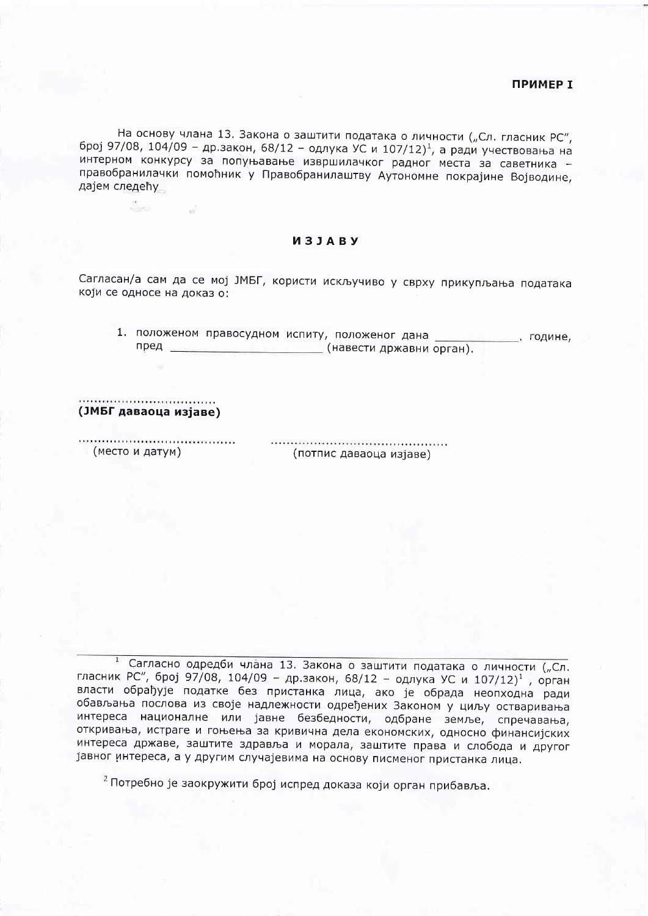**ПРИМЕР I**

На основу члана 13. Закона о заштити података о личности („Сл. гласник РС", број 97/08, 104/09 – др.закон, 68/12 – одлука УС и 107/12)[1], а ради учествовања на интерном конкурсу за попуњавање извршилачког радног места за саветника – правобранилачки помоћник у Правобранилаштву Аутономне покрајине Војводине, дајем следећу

## ИЗЈАВУ

Сагласан/а сам да се мој ЈМБГ, користи искључиво у сврху прикупљања података који се односе на доказ о:

1. положеном правосудном испиту, положеног дана _____________, године, пред _______________________ (навести државни орган).

.................................
**(ЈМБГ даваоца изјаве)**

....................................... (место и датум)

............................................. (потпис даваоца изјаве)

---

[1] Сагласно одредби члана 13. Закона о заштити података о личности („Сл. гласник РС", број 97/08, 104/09 – др.закон, 68/12 – одлука УС и 107/12)[1], орган власти обрађује податке без пристанка лица, ако је обрада неопходна ради обављања послова из своје надлежности одређених Законом у циљу остваривања интереса националне или јавне безбедности, одбране земље, спречавања, откривања, истраге и гоњења за кривична дела економских, односно финансијских интереса државе, заштите здравља и морала, заштите права и слобода и другог јавног интереса, а у другим случајевима на основу писменог пристанка лица.

[2] Потребно је заокружити број испред доказа који орган прибавља.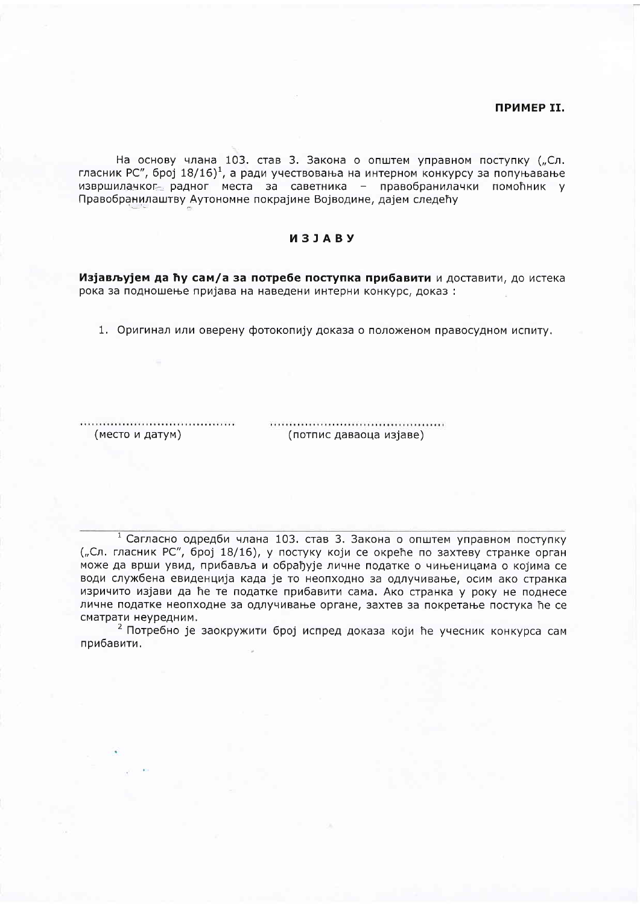**ПРИМЕР II.**

На основу члана 103. став 3. Закона о општем управном поступку („Сл. гласник РС", број 18/16)[1], а ради учествовања на интерном конкурсу за попуњавање извршилачког радног места за саветника – правобранилачки помоћник у Правобранилаштву Аутономне покрајине Војводине, дајем следећу

## ИЗЈАВУ

**Изјављујем да ћу сам/а за потребе поступка прибавити** и доставити, до истека рока за подношење пријава на наведени интерни конкурс, доказ :

1. Оригинал или оверену фотокопију доказа о положеном правосудном испиту.

.......................................... ..................................................

(место и датум) (потпис даваоца изјаве)

---

[1] Сагласно одредби члана 103. став 3. Закона о општем управном поступку („Сл. гласник РС", број 18/16), у постуку који се окреће по захтеву странке орган може да врши увид, прибавља и обрађује личне податке о чињеницама о којима се води службена евиденција када је то неопходно за одлучивање, осим ако странка изричито изјави да ће те податке прибавити сама. Ако странка у року не поднесе личне податке неопходне за одлучивање органе, захтев за покретање постука ће се сматрати неуредним.

[2] Потребно је заокружити број испред доказа који ће учесник конкурса сам прибавити.